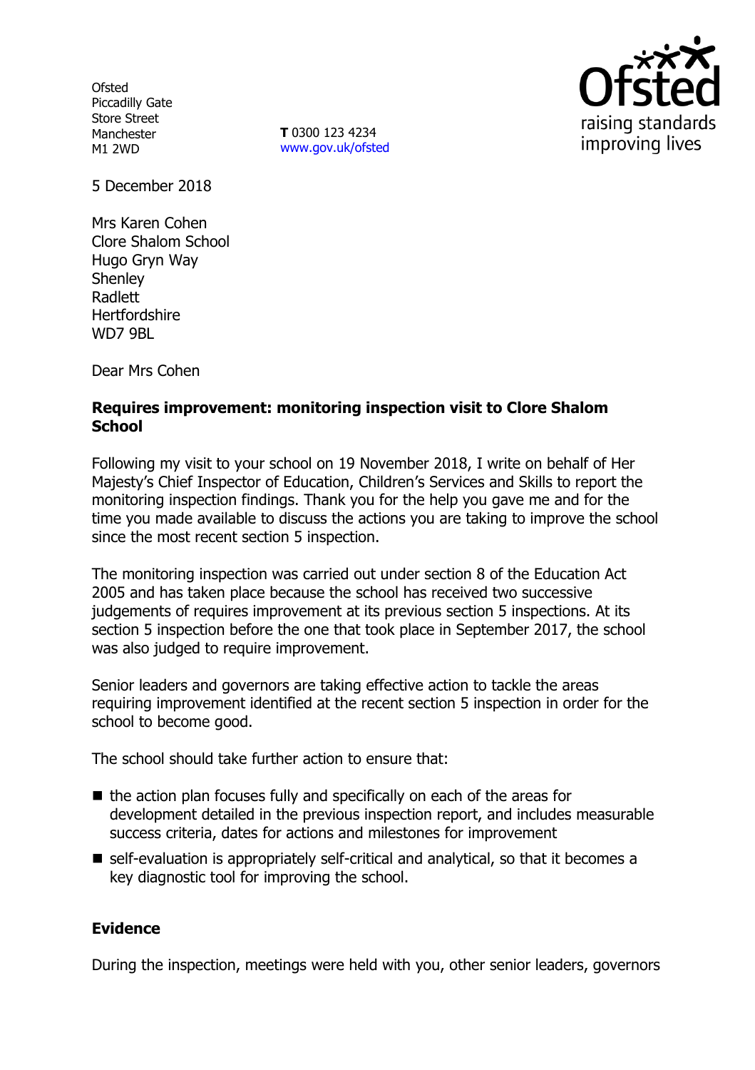Ofsted
Piccadilly Gate
Store Street
Manchester
M1 2WD

**T** 0300 123 4234
www.gov.uk/ofsted

5 December 2018

Mrs Karen Cohen
Clore Shalom School
Hugo Gryn Way
Shenley
Radlett
Hertfordshire
WD7 9BL

Dear Mrs Cohen

**Requires improvement: monitoring inspection visit to Clore Shalom School**

Following my visit to your school on 19 November 2018, I write on behalf of Her Majesty's Chief Inspector of Education, Children's Services and Skills to report the monitoring inspection findings. Thank you for the help you gave me and for the time you made available to discuss the actions you are taking to improve the school since the most recent section 5 inspection.

The monitoring inspection was carried out under section 8 of the Education Act 2005 and has taken place because the school has received two successive judgements of requires improvement at its previous section 5 inspections. At its section 5 inspection before the one that took place in September 2017, the school was also judged to require improvement.

Senior leaders and governors are taking effective action to tackle the areas requiring improvement identified at the recent section 5 inspection in order for the school to become good.

The school should take further action to ensure that:

- the action plan focuses fully and specifically on each of the areas for development detailed in the previous inspection report, and includes measurable success criteria, dates for actions and milestones for improvement
- self-evaluation is appropriately self-critical and analytical, so that it becomes a key diagnostic tool for improving the school.

**Evidence**

During the inspection, meetings were held with you, other senior leaders, governors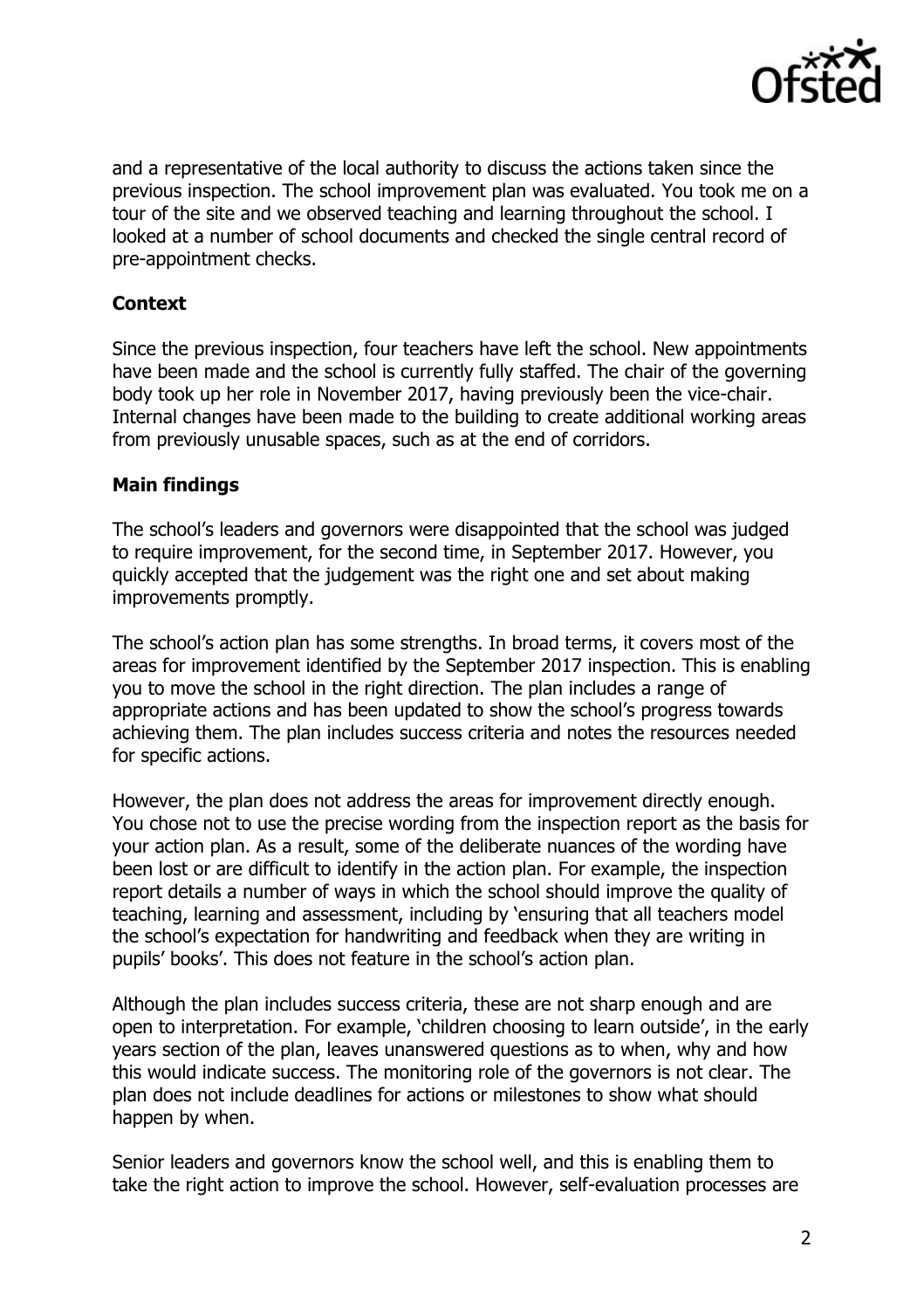and a representative of the local authority to discuss the actions taken since the previous inspection. The school improvement plan was evaluated. You took me on a tour of the site and we observed teaching and learning throughout the school. I looked at a number of school documents and checked the single central record of pre-appointment checks.

## Context

Since the previous inspection, four teachers have left the school. New appointments have been made and the school is currently fully staffed. The chair of the governing body took up her role in November 2017, having previously been the vice-chair. Internal changes have been made to the building to create additional working areas from previously unusable spaces, such as at the end of corridors.

## Main findings

The school's leaders and governors were disappointed that the school was judged to require improvement, for the second time, in September 2017. However, you quickly accepted that the judgement was the right one and set about making improvements promptly.

The school's action plan has some strengths. In broad terms, it covers most of the areas for improvement identified by the September 2017 inspection. This is enabling you to move the school in the right direction. The plan includes a range of appropriate actions and has been updated to show the school's progress towards achieving them. The plan includes success criteria and notes the resources needed for specific actions.

However, the plan does not address the areas for improvement directly enough. You chose not to use the precise wording from the inspection report as the basis for your action plan. As a result, some of the deliberate nuances of the wording have been lost or are difficult to identify in the action plan. For example, the inspection report details a number of ways in which the school should improve the quality of teaching, learning and assessment, including by 'ensuring that all teachers model the school's expectation for handwriting and feedback when they are writing in pupils' books'. This does not feature in the school's action plan.

Although the plan includes success criteria, these are not sharp enough and are open to interpretation. For example, 'children choosing to learn outside', in the early years section of the plan, leaves unanswered questions as to when, why and how this would indicate success. The monitoring role of the governors is not clear. The plan does not include deadlines for actions or milestones to show what should happen by when.

Senior leaders and governors know the school well, and this is enabling them to take the right action to improve the school. However, self-evaluation processes are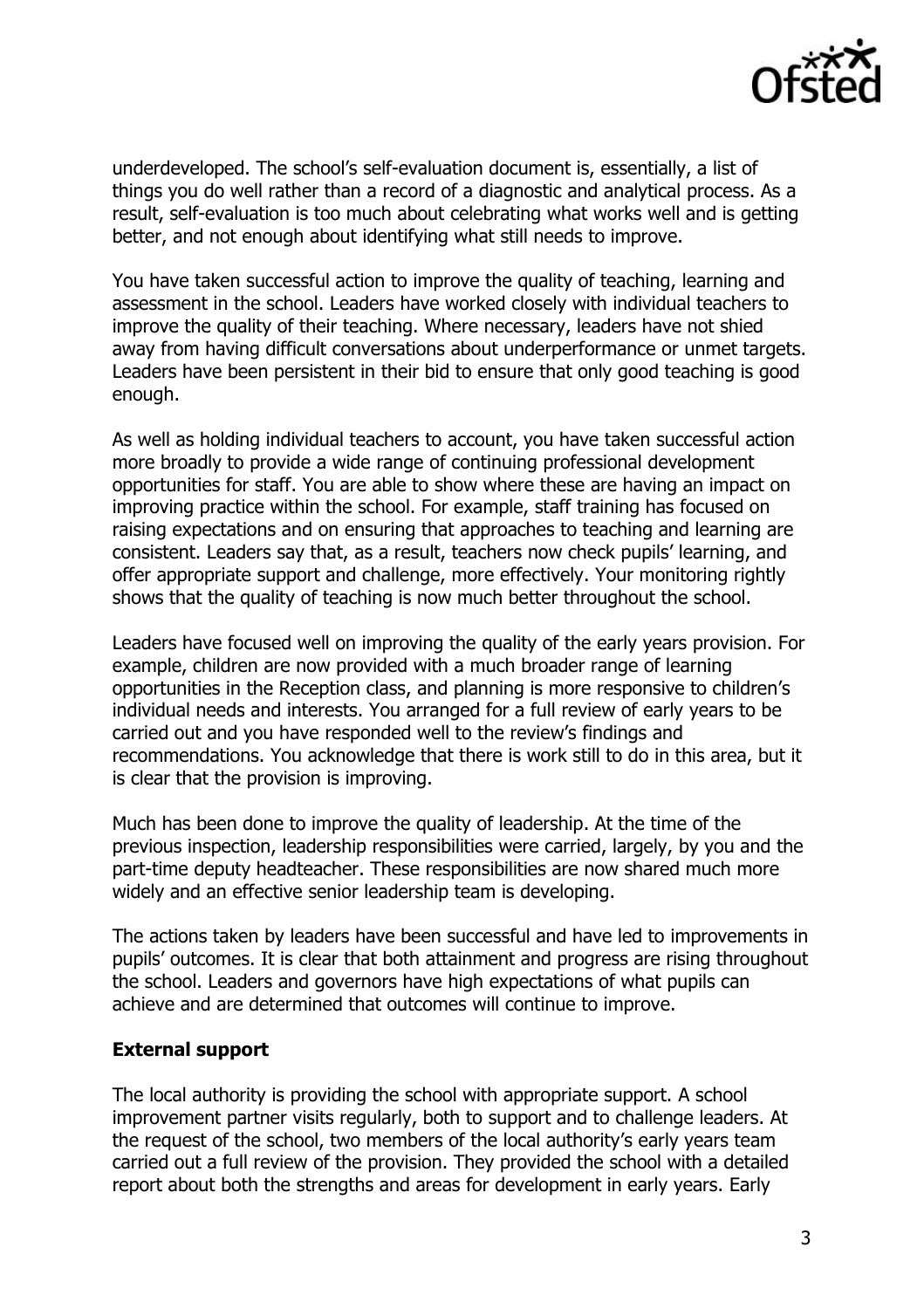underdeveloped. The school's self-evaluation document is, essentially, a list of things you do well rather than a record of a diagnostic and analytical process. As a result, self-evaluation is too much about celebrating what works well and is getting better, and not enough about identifying what still needs to improve.

You have taken successful action to improve the quality of teaching, learning and assessment in the school. Leaders have worked closely with individual teachers to improve the quality of their teaching. Where necessary, leaders have not shied away from having difficult conversations about underperformance or unmet targets. Leaders have been persistent in their bid to ensure that only good teaching is good enough.

As well as holding individual teachers to account, you have taken successful action more broadly to provide a wide range of continuing professional development opportunities for staff. You are able to show where these are having an impact on improving practice within the school. For example, staff training has focused on raising expectations and on ensuring that approaches to teaching and learning are consistent. Leaders say that, as a result, teachers now check pupils' learning, and offer appropriate support and challenge, more effectively. Your monitoring rightly shows that the quality of teaching is now much better throughout the school.

Leaders have focused well on improving the quality of the early years provision. For example, children are now provided with a much broader range of learning opportunities in the Reception class, and planning is more responsive to children's individual needs and interests. You arranged for a full review of early years to be carried out and you have responded well to the review's findings and recommendations. You acknowledge that there is work still to do in this area, but it is clear that the provision is improving.

Much has been done to improve the quality of leadership. At the time of the previous inspection, leadership responsibilities were carried, largely, by you and the part-time deputy headteacher. These responsibilities are now shared much more widely and an effective senior leadership team is developing.

The actions taken by leaders have been successful and have led to improvements in pupils' outcomes. It is clear that both attainment and progress are rising throughout the school. Leaders and governors have high expectations of what pupils can achieve and are determined that outcomes will continue to improve.

**External support**

The local authority is providing the school with appropriate support. A school improvement partner visits regularly, both to support and to challenge leaders. At the request of the school, two members of the local authority's early years team carried out a full review of the provision. They provided the school with a detailed report about both the strengths and areas for development in early years. Early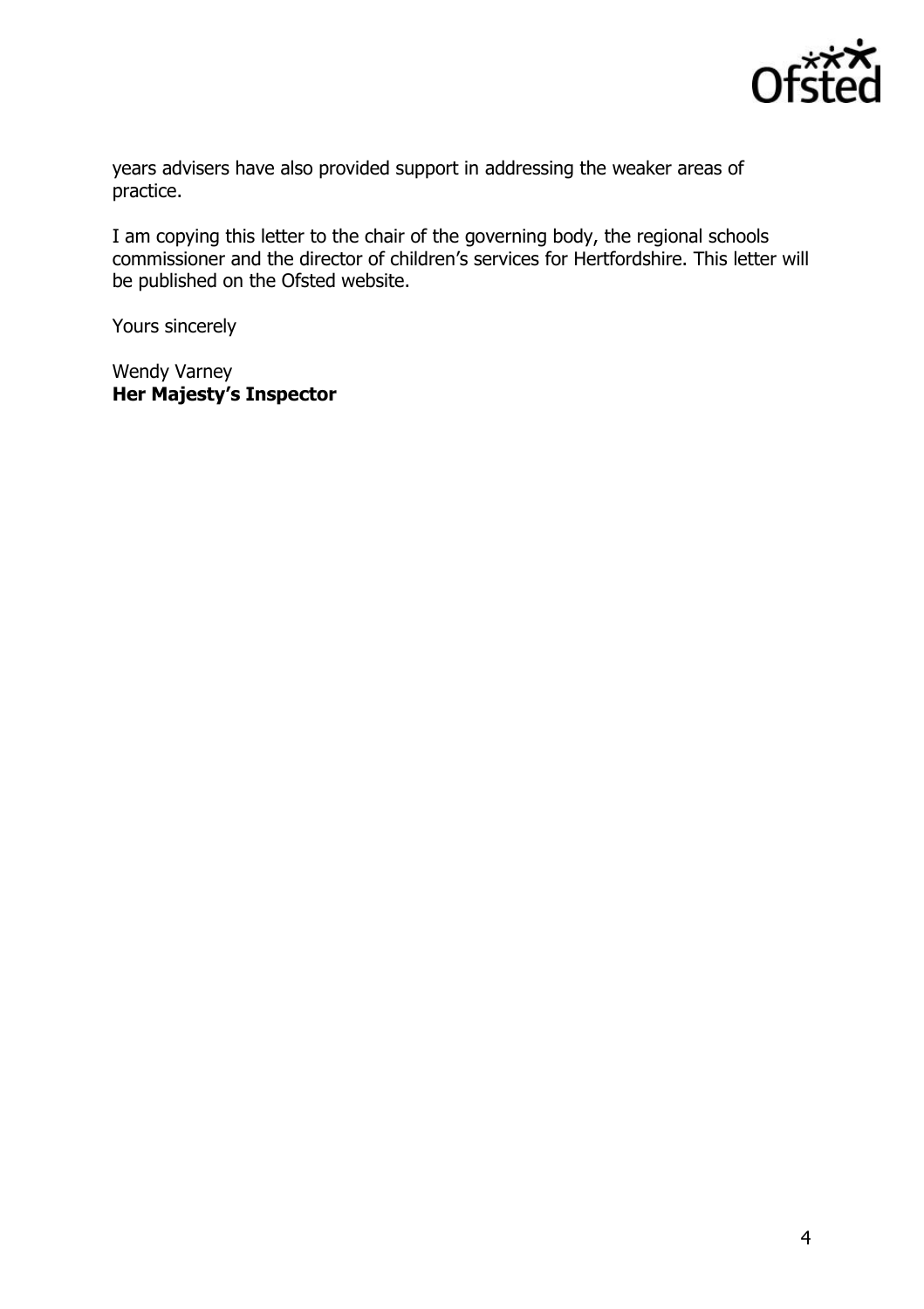years advisers have also provided support in addressing the weaker areas of practice.

I am copying this letter to the chair of the governing body, the regional schools commissioner and the director of children's services for Hertfordshire. This letter will be published on the Ofsted website.

Yours sincerely

Wendy Varney
**Her Majesty's Inspector**